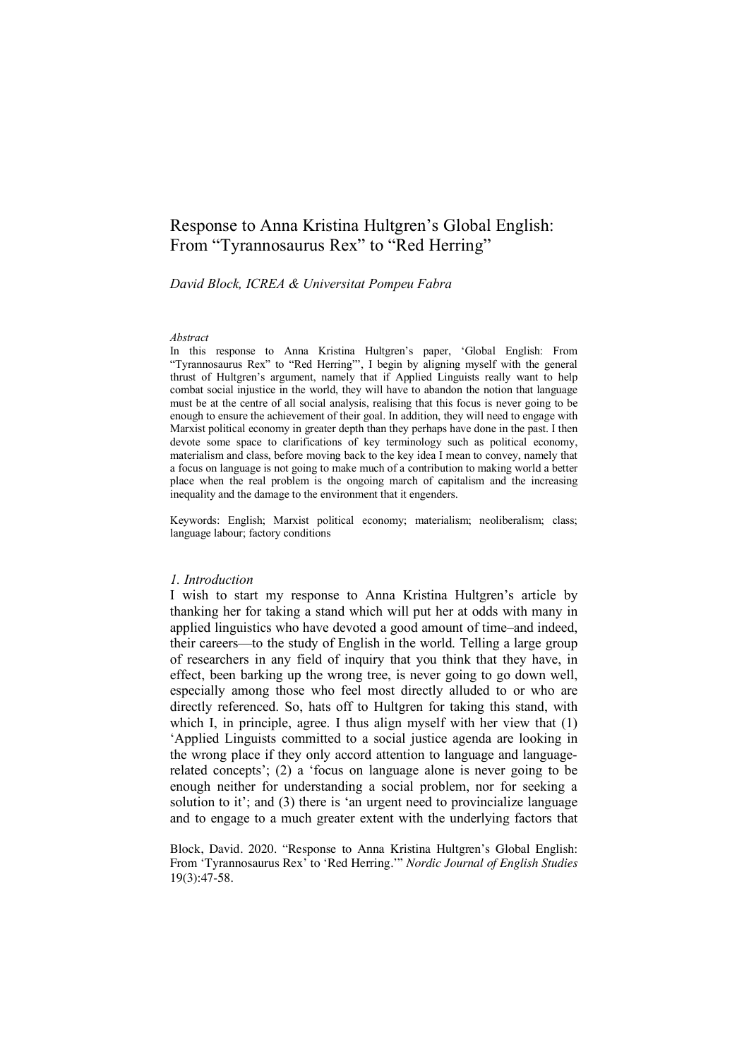# Response to Anna Kristina Hultgren's Global English: From "Tyrannosaurus Rex" to "Red Herring"

*David Block, ICREA & Universitat Pompeu Fabra*

### *Abstract*

In this response to Anna Kristina Hultgren's paper, 'Global English: From "Tyrannosaurus Rex" to "Red Herring"', I begin by aligning myself with the general thrust of Hultgren's argument, namely that if Applied Linguists really want to help combat social injustice in the world, they will have to abandon the notion that language must be at the centre of all social analysis, realising that this focus is never going to be enough to ensure the achievement of their goal. In addition, they will need to engage with Marxist political economy in greater depth than they perhaps have done in the past. I then devote some space to clarifications of key terminology such as political economy, materialism and class, before moving back to the key idea I mean to convey, namely that a focus on language is not going to make much of a contribution to making world a better place when the real problem is the ongoing march of capitalism and the increasing inequality and the damage to the environment that it engenders.

Keywords: English; Marxist political economy; materialism; neoliberalism; class; language labour; factory conditions

## *1. Introduction*

I wish to start my response to Anna Kristina Hultgren's article by thanking her for taking a stand which will put her at odds with many in applied linguistics who have devoted a good amount of time–and indeed, their careers—to the study of English in the world. Telling a large group of researchers in any field of inquiry that you think that they have, in effect, been barking up the wrong tree, is never going to go down well, especially among those who feel most directly alluded to or who are directly referenced. So, hats off to Hultgren for taking this stand, with which I, in principle, agree. I thus align myself with her view that (1) 'Applied Linguists committed to a social justice agenda are looking in the wrong place if they only accord attention to language and language-related concepts'; (2) a 'focus on language alone is never going to be enough neither for understanding a social problem, nor for seeking a solution to it'; and (3) there is 'an urgent need to provincialize language and to engage to a much greater extent with the underlying factors that

Block, David. 2020. "Response to Anna Kristina Hultgren's Global English: From 'Tyrannosaurus Rex' to 'Red Herring.'" *Nordic Journal of English Studies* 19(3):47-58.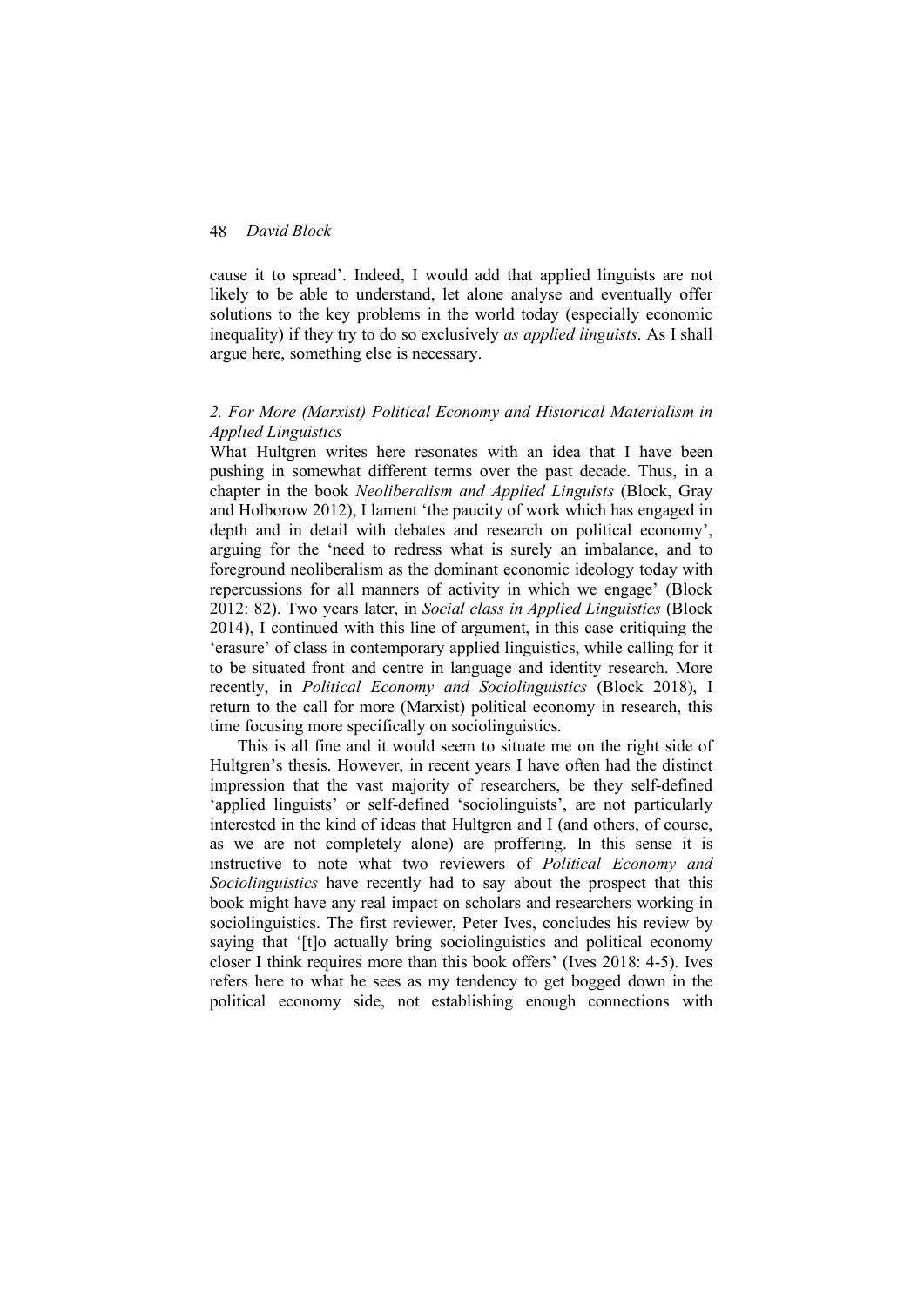cause it to spread'. Indeed, I would add that applied linguists are not likely to be able to understand, let alone analyse and eventually offer solutions to the key problems in the world today (especially economic inequality) if they try to do so exclusively *as applied linguists*. As I shall argue here, something else is necessary.

## *2. For More (Marxist) Political Economy and Historical Materialism in Applied Linguistics*

What Hultgren writes here resonates with an idea that I have been pushing in somewhat different terms over the past decade. Thus, in a chapter in the book *Neoliberalism and Applied Linguists* (Block, Gray and Holborow 2012), I lament 'the paucity of work which has engaged in depth and in detail with debates and research on political economy', arguing for the 'need to redress what is surely an imbalance, and to foreground neoliberalism as the dominant economic ideology today with repercussions for all manners of activity in which we engage' (Block 2012: 82). Two years later, in *Social class in Applied Linguistics* (Block 2014), I continued with this line of argument, in this case critiquing the 'erasure' of class in contemporary applied linguistics, while calling for it to be situated front and centre in language and identity research. More recently, in *Political Economy and Sociolinguistics* (Block 2018), I return to the call for more (Marxist) political economy in research, this time focusing more specifically on sociolinguistics.

This is all fine and it would seem to situate me on the right side of Hultgren's thesis. However, in recent years I have often had the distinct impression that the vast majority of researchers, be they self-defined 'applied linguists' or self-defined 'sociolinguists', are not particularly interested in the kind of ideas that Hultgren and I (and others, of course, as we are not completely alone) are proffering. In this sense it is instructive to note what two reviewers of *Political Economy and Sociolinguistics* have recently had to say about the prospect that this book might have any real impact on scholars and researchers working in sociolinguistics. The first reviewer, Peter Ives, concludes his review by saying that '[t]o actually bring sociolinguistics and political economy closer I think requires more than this book offers' (Ives 2018: 4-5). Ives refers here to what he sees as my tendency to get bogged down in the political economy side, not establishing enough connections with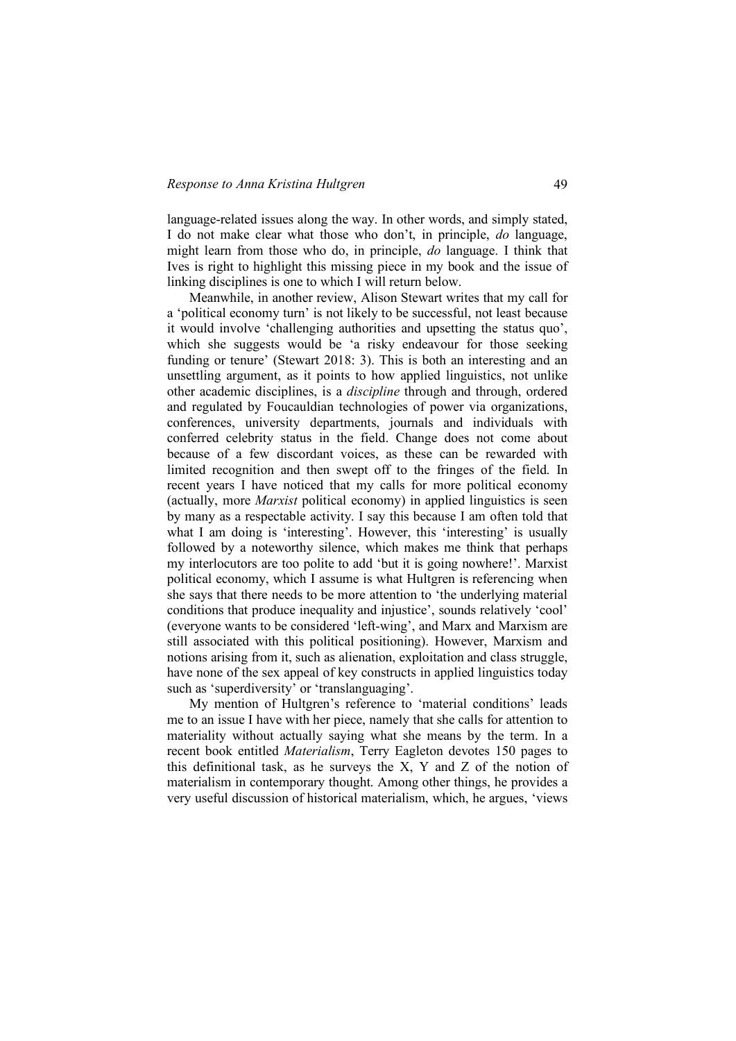language-related issues along the way. In other words, and simply stated, I do not make clear what those who don't, in principle, *do* language, might learn from those who do, in principle, *do* language. I think that Ives is right to highlight this missing piece in my book and the issue of linking disciplines is one to which I will return below.

Meanwhile, in another review, Alison Stewart writes that my call for a 'political economy turn' is not likely to be successful, not least because it would involve 'challenging authorities and upsetting the status quo', which she suggests would be 'a risky endeavour for those seeking funding or tenure' (Stewart 2018: 3). This is both an interesting and an unsettling argument, as it points to how applied linguistics, not unlike other academic disciplines, is a *discipline* through and through, ordered and regulated by Foucauldian technologies of power via organizations, conferences, university departments, journals and individuals with conferred celebrity status in the field. Change does not come about because of a few discordant voices, as these can be rewarded with limited recognition and then swept off to the fringes of the field. In recent years I have noticed that my calls for more political economy (actually, more *Marxist* political economy) in applied linguistics is seen by many as a respectable activity. I say this because I am often told that what I am doing is 'interesting'. However, this 'interesting' is usually followed by a noteworthy silence, which makes me think that perhaps my interlocutors are too polite to add 'but it is going nowhere!'. Marxist political economy, which I assume is what Hultgren is referencing when she says that there needs to be more attention to 'the underlying material conditions that produce inequality and injustice', sounds relatively 'cool' (everyone wants to be considered 'left-wing', and Marx and Marxism are still associated with this political positioning). However, Marxism and notions arising from it, such as alienation, exploitation and class struggle, have none of the sex appeal of key constructs in applied linguistics today such as 'superdiversity' or 'translanguaging'.

My mention of Hultgren's reference to 'material conditions' leads me to an issue I have with her piece, namely that she calls for attention to materiality without actually saying what she means by the term. In a recent book entitled *Materialism*, Terry Eagleton devotes 150 pages to this definitional task, as he surveys the X, Y and Z of the notion of materialism in contemporary thought. Among other things, he provides a very useful discussion of historical materialism, which, he argues, 'views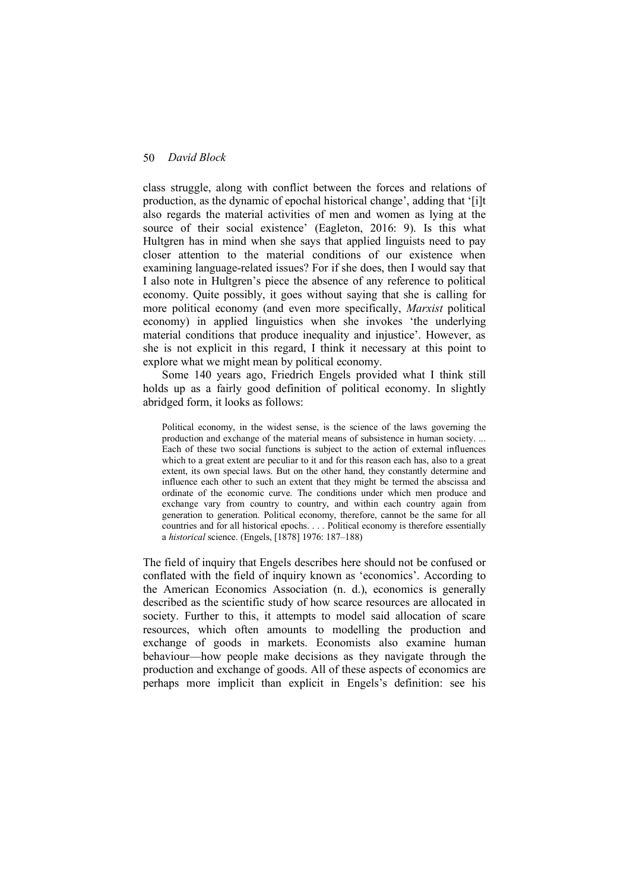class struggle, along with conflict between the forces and relations of production, as the dynamic of epochal historical change', adding that '[i]t also regards the material activities of men and women as lying at the source of their social existence' (Eagleton, 2016: 9). Is this what Hultgren has in mind when she says that applied linguists need to pay closer attention to the material conditions of our existence when examining language-related issues? For if she does, then I would say that I also note in Hultgren's piece the absence of any reference to political economy. Quite possibly, it goes without saying that she is calling for more political economy (and even more specifically, *Marxist* political economy) in applied linguistics when she invokes 'the underlying material conditions that produce inequality and injustice'. However, as she is not explicit in this regard, I think it necessary at this point to explore what we might mean by political economy.

Some 140 years ago, Friedrich Engels provided what I think still holds up as a fairly good definition of political economy. In slightly abridged form, it looks as follows:

> Political economy, in the widest sense, is the science of the laws governing the production and exchange of the material means of subsistence in human society. ... Each of these two social functions is subject to the action of external influences which to a great extent are peculiar to it and for this reason each has, also to a great extent, its own special laws. But on the other hand, they constantly determine and influence each other to such an extent that they might be termed the abscissa and ordinate of the economic curve. The conditions under which men produce and exchange vary from country to country, and within each country again from generation to generation. Political economy, therefore, cannot be the same for all countries and for all historical epochs. . . . Political economy is therefore essentially a *historical* science. (Engels, [1878] 1976: 187–188)

The field of inquiry that Engels describes here should not be confused or conflated with the field of inquiry known as 'economics'. According to the American Economics Association (n. d.), economics is generally described as the scientific study of how scarce resources are allocated in society. Further to this, it attempts to model said allocation of scare resources, which often amounts to modelling the production and exchange of goods in markets. Economists also examine human behaviour—how people make decisions as they navigate through the production and exchange of goods. All of these aspects of economics are perhaps more implicit than explicit in Engels's definition: see his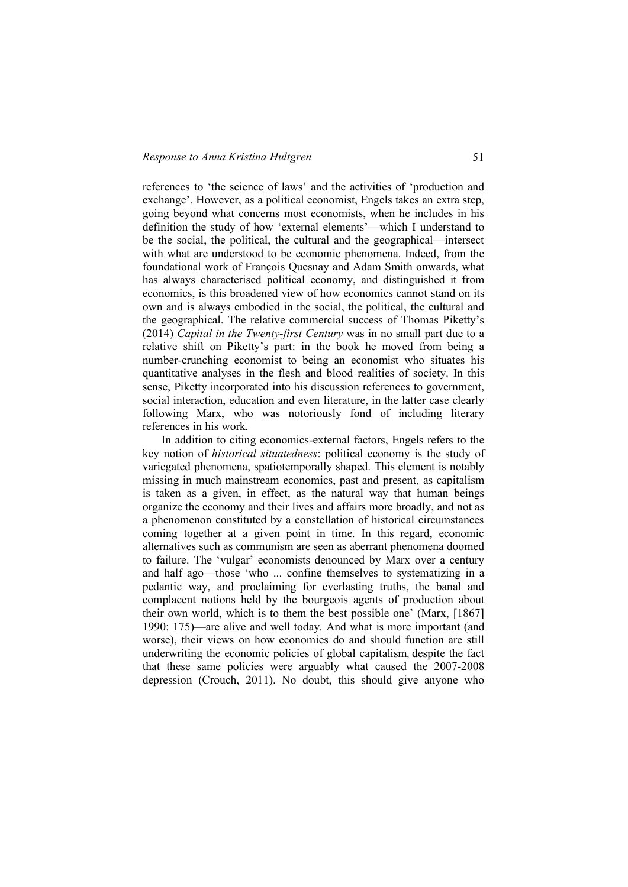references to 'the science of laws' and the activities of 'production and exchange'. However, as a political economist, Engels takes an extra step, going beyond what concerns most economists, when he includes in his definition the study of how 'external elements'—which I understand to be the social, the political, the cultural and the geographical—intersect with what are understood to be economic phenomena. Indeed, from the foundational work of François Quesnay and Adam Smith onwards, what has always characterised political economy, and distinguished it from economics, is this broadened view of how economics cannot stand on its own and is always embodied in the social, the political, the cultural and the geographical. The relative commercial success of Thomas Piketty's (2014) *Capital in the Twenty-first Century* was in no small part due to a relative shift on Piketty's part: in the book he moved from being a number-crunching economist to being an economist who situates his quantitative analyses in the flesh and blood realities of society. In this sense, Piketty incorporated into his discussion references to government, social interaction, education and even literature, in the latter case clearly following Marx, who was notoriously fond of including literary references in his work.

In addition to citing economics-external factors, Engels refers to the key notion of *historical situatedness*: political economy is the study of variegated phenomena, spatiotemporally shaped. This element is notably missing in much mainstream economics, past and present, as capitalism is taken as a given, in effect, as the natural way that human beings organize the economy and their lives and affairs more broadly, and not as a phenomenon constituted by a constellation of historical circumstances coming together at a given point in time. In this regard, economic alternatives such as communism are seen as aberrant phenomena doomed to failure. The 'vulgar' economists denounced by Marx over a century and half ago—those 'who ... confine themselves to systematizing in a pedantic way, and proclaiming for everlasting truths, the banal and complacent notions held by the bourgeois agents of production about their own world, which is to them the best possible one' (Marx, [1867] 1990: 175)—are alive and well today. And what is more important (and worse), their views on how economies do and should function are still underwriting the economic policies of global capitalism, despite the fact that these same policies were arguably what caused the 2007-2008 depression (Crouch, 2011). No doubt, this should give anyone who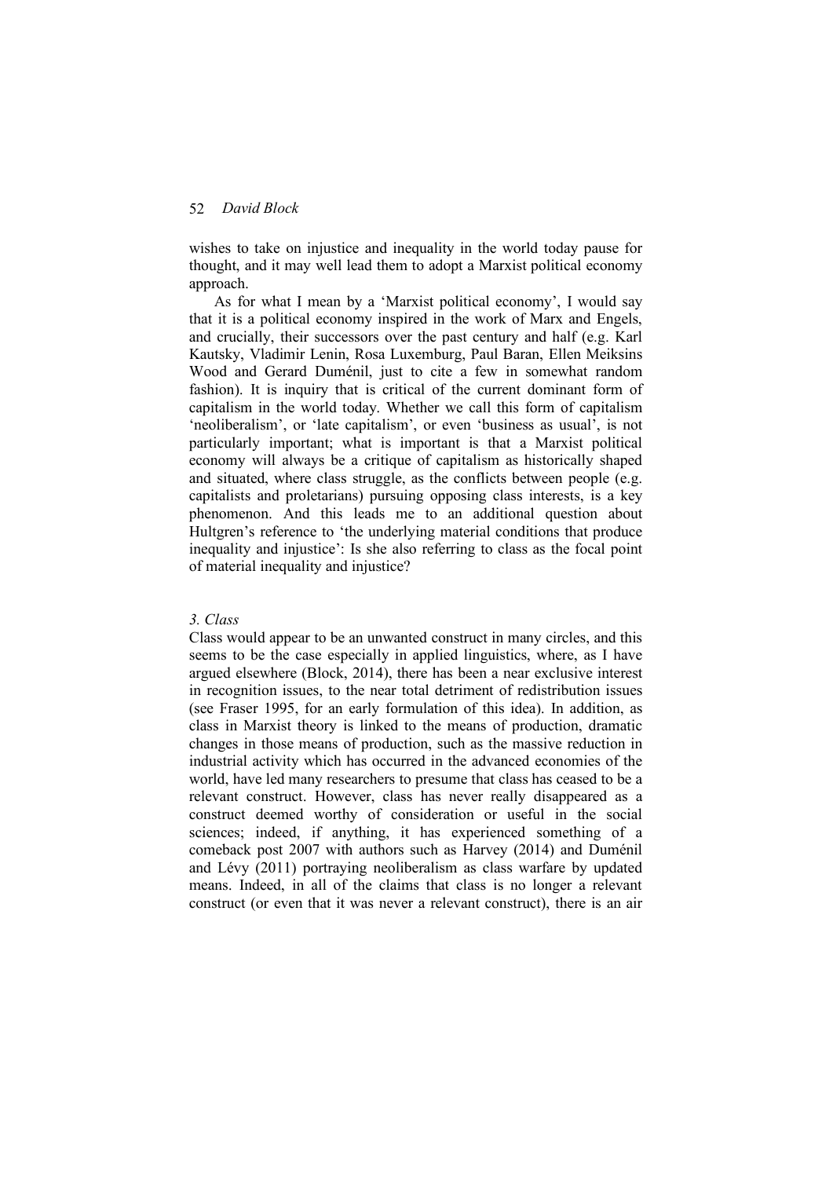wishes to take on injustice and inequality in the world today pause for thought, and it may well lead them to adopt a Marxist political economy approach.

As for what I mean by a 'Marxist political economy', I would say that it is a political economy inspired in the work of Marx and Engels, and crucially, their successors over the past century and half (e.g. Karl Kautsky, Vladimir Lenin, Rosa Luxemburg, Paul Baran, Ellen Meiksins Wood and Gerard Duménil, just to cite a few in somewhat random fashion). It is inquiry that is critical of the current dominant form of capitalism in the world today. Whether we call this form of capitalism 'neoliberalism', or 'late capitalism', or even 'business as usual', is not particularly important; what is important is that a Marxist political economy will always be a critique of capitalism as historically shaped and situated, where class struggle, as the conflicts between people (e.g. capitalists and proletarians) pursuing opposing class interests, is a key phenomenon. And this leads me to an additional question about Hultgren's reference to 'the underlying material conditions that produce inequality and injustice': Is she also referring to class as the focal point of material inequality and injustice?

### *3. Class*

Class would appear to be an unwanted construct in many circles, and this seems to be the case especially in applied linguistics, where, as I have argued elsewhere (Block, 2014), there has been a near exclusive interest in recognition issues, to the near total detriment of redistribution issues (see Fraser 1995, for an early formulation of this idea). In addition, as class in Marxist theory is linked to the means of production, dramatic changes in those means of production, such as the massive reduction in industrial activity which has occurred in the advanced economies of the world, have led many researchers to presume that class has ceased to be a relevant construct. However, class has never really disappeared as a construct deemed worthy of consideration or useful in the social sciences; indeed, if anything, it has experienced something of a comeback post 2007 with authors such as Harvey (2014) and Duménil and Lévy (2011) portraying neoliberalism as class warfare by updated means. Indeed, in all of the claims that class is no longer a relevant construct (or even that it was never a relevant construct), there is an air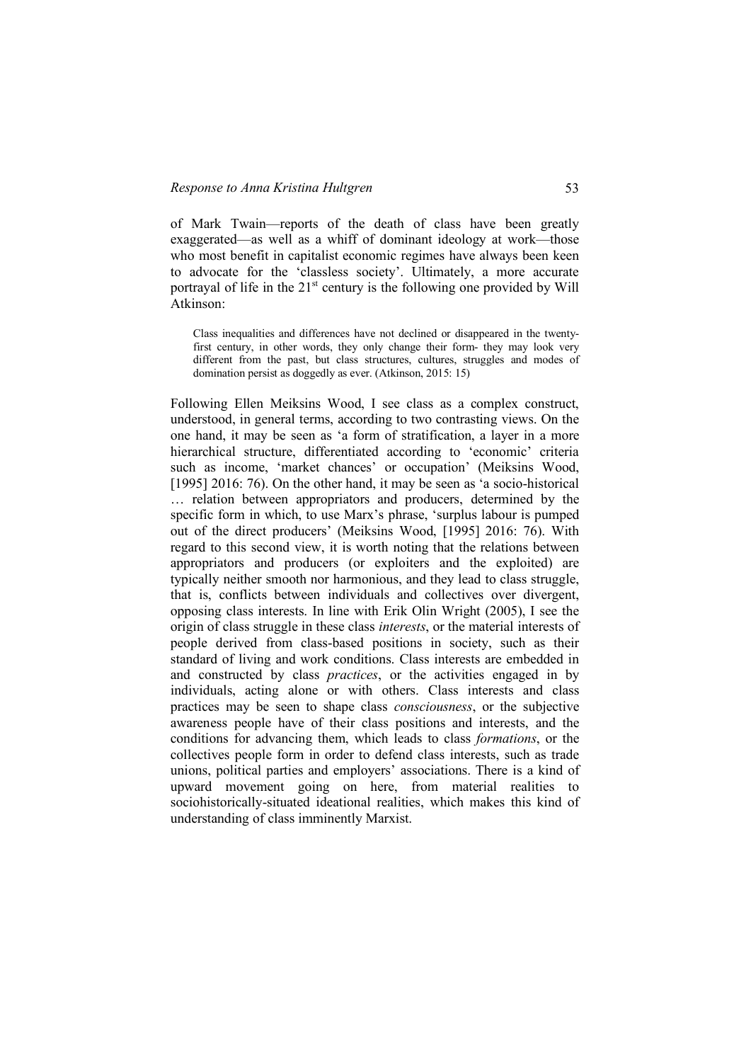of Mark Twain—reports of the death of class have been greatly exaggerated—as well as a whiff of dominant ideology at work—those who most benefit in capitalist economic regimes have always been keen to advocate for the 'classless society'. Ultimately, a more accurate portrayal of life in the 21st century is the following one provided by Will Atkinson:

> Class inequalities and differences have not declined or disappeared in the twenty-first century, in other words, they only change their form- they may look very different from the past, but class structures, cultures, struggles and modes of domination persist as doggedly as ever. (Atkinson, 2015: 15)

Following Ellen Meiksins Wood, I see class as a complex construct, understood, in general terms, according to two contrasting views. On the one hand, it may be seen as 'a form of stratification, a layer in a more hierarchical structure, differentiated according to 'economic' criteria such as income, 'market chances' or occupation' (Meiksins Wood, [1995] 2016: 76). On the other hand, it may be seen as 'a socio-historical … relation between appropriators and producers, determined by the specific form in which, to use Marx's phrase, 'surplus labour is pumped out of the direct producers' (Meiksins Wood, [1995] 2016: 76). With regard to this second view, it is worth noting that the relations between appropriators and producers (or exploiters and the exploited) are typically neither smooth nor harmonious, and they lead to class struggle, that is, conflicts between individuals and collectives over divergent, opposing class interests. In line with Erik Olin Wright (2005), I see the origin of class struggle in these class *interests*, or the material interests of people derived from class-based positions in society, such as their standard of living and work conditions. Class interests are embedded in and constructed by class *practices*, or the activities engaged in by individuals, acting alone or with others. Class interests and class practices may be seen to shape class *consciousness*, or the subjective awareness people have of their class positions and interests, and the conditions for advancing them, which leads to class *formations*, or the collectives people form in order to defend class interests, such as trade unions, political parties and employers' associations. There is a kind of upward movement going on here, from material realities to sociohistorically-situated ideational realities, which makes this kind of understanding of class imminently Marxist.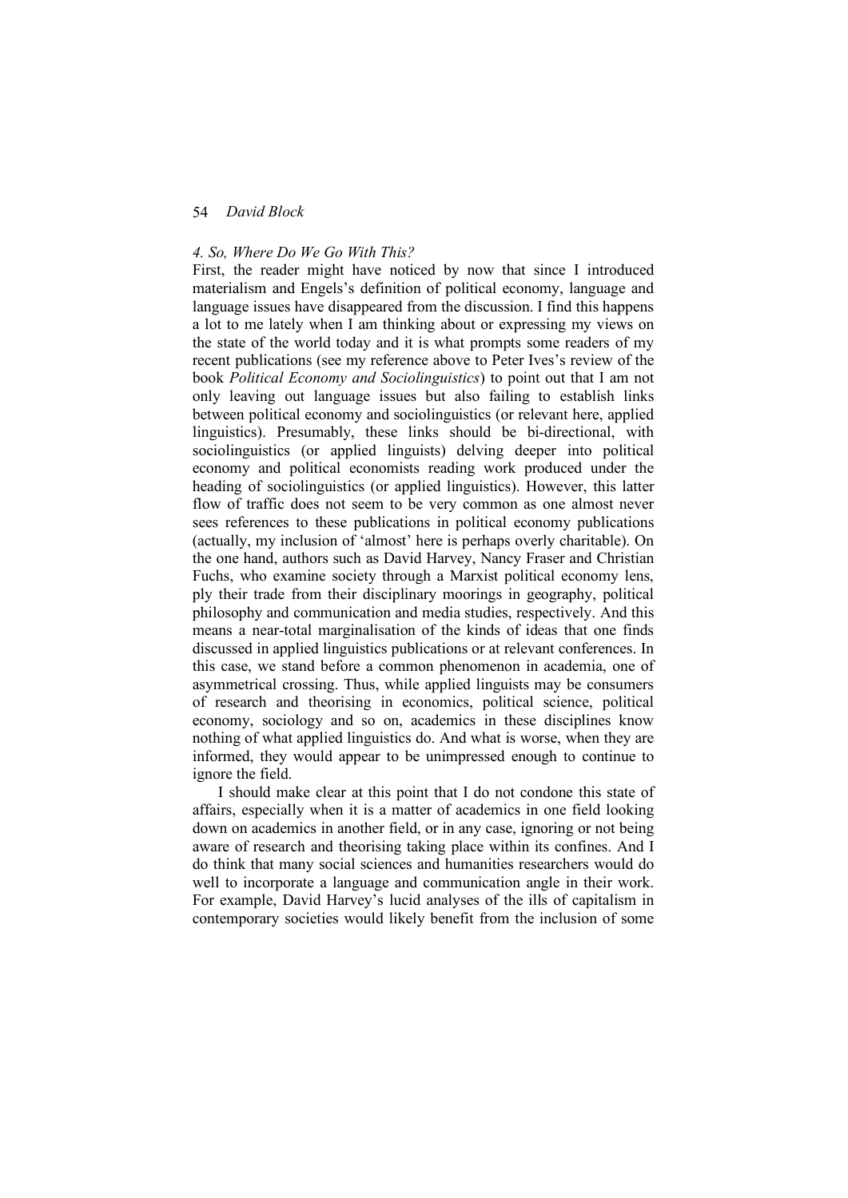### *4. So, Where Do We Go With This?*

First, the reader might have noticed by now that since I introduced materialism and Engels's definition of political economy, language and language issues have disappeared from the discussion. I find this happens a lot to me lately when I am thinking about or expressing my views on the state of the world today and it is what prompts some readers of my recent publications (see my reference above to Peter Ives's review of the book *Political Economy and Sociolinguistics*) to point out that I am not only leaving out language issues but also failing to establish links between political economy and sociolinguistics (or relevant here, applied linguistics). Presumably, these links should be bi-directional, with sociolinguistics (or applied linguists) delving deeper into political economy and political economists reading work produced under the heading of sociolinguistics (or applied linguistics). However, this latter flow of traffic does not seem to be very common as one almost never sees references to these publications in political economy publications (actually, my inclusion of 'almost' here is perhaps overly charitable). On the one hand, authors such as David Harvey, Nancy Fraser and Christian Fuchs, who examine society through a Marxist political economy lens, ply their trade from their disciplinary moorings in geography, political philosophy and communication and media studies, respectively. And this means a near-total marginalisation of the kinds of ideas that one finds discussed in applied linguistics publications or at relevant conferences. In this case, we stand before a common phenomenon in academia, one of asymmetrical crossing. Thus, while applied linguists may be consumers of research and theorising in economics, political science, political economy, sociology and so on, academics in these disciplines know nothing of what applied linguistics do. And what is worse, when they are informed, they would appear to be unimpressed enough to continue to ignore the field.

I should make clear at this point that I do not condone this state of affairs, especially when it is a matter of academics in one field looking down on academics in another field, or in any case, ignoring or not being aware of research and theorising taking place within its confines. And I do think that many social sciences and humanities researchers would do well to incorporate a language and communication angle in their work. For example, David Harvey's lucid analyses of the ills of capitalism in contemporary societies would likely benefit from the inclusion of some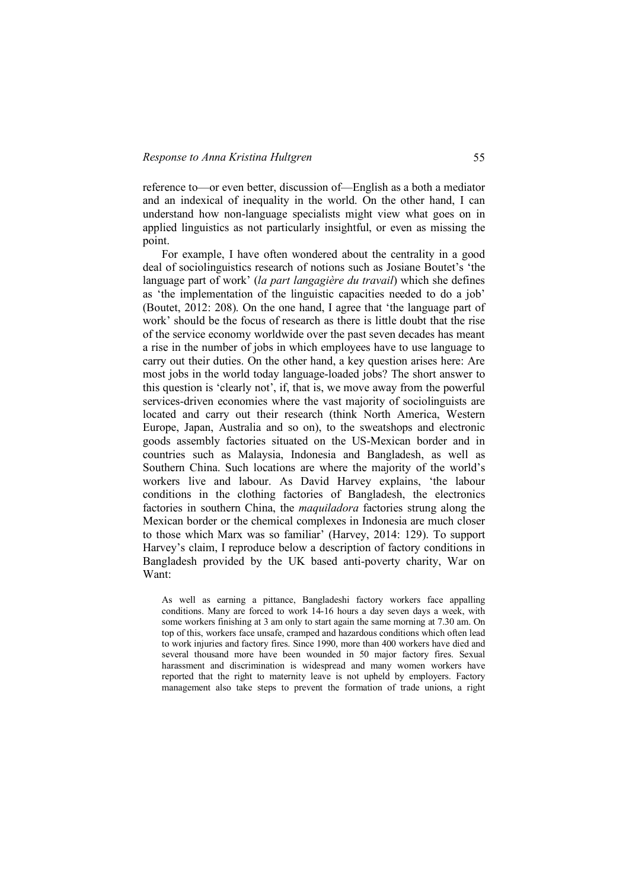reference to—or even better, discussion of—English as a both a mediator and an indexical of inequality in the world. On the other hand, I can understand how non-language specialists might view what goes on in applied linguistics as not particularly insightful, or even as missing the point.

For example, I have often wondered about the centrality in a good deal of sociolinguistics research of notions such as Josiane Boutet's 'the language part of work' (*la part langagière du travail*) which she defines as 'the implementation of the linguistic capacities needed to do a job' (Boutet, 2012: 208). On the one hand, I agree that 'the language part of work' should be the focus of research as there is little doubt that the rise of the service economy worldwide over the past seven decades has meant a rise in the number of jobs in which employees have to use language to carry out their duties. On the other hand, a key question arises here: Are most jobs in the world today language-loaded jobs? The short answer to this question is 'clearly not', if, that is, we move away from the powerful services-driven economies where the vast majority of sociolinguists are located and carry out their research (think North America, Western Europe, Japan, Australia and so on), to the sweatshops and electronic goods assembly factories situated on the US-Mexican border and in countries such as Malaysia, Indonesia and Bangladesh, as well as Southern China. Such locations are where the majority of the world's workers live and labour. As David Harvey explains, 'the labour conditions in the clothing factories of Bangladesh, the electronics factories in southern China, the *maquiladora* factories strung along the Mexican border or the chemical complexes in Indonesia are much closer to those which Marx was so familiar' (Harvey, 2014: 129). To support Harvey's claim, I reproduce below a description of factory conditions in Bangladesh provided by the UK based anti-poverty charity, War on Want:

> As well as earning a pittance, Bangladeshi factory workers face appalling conditions. Many are forced to work 14-16 hours a day seven days a week, with some workers finishing at 3 am only to start again the same morning at 7.30 am. On top of this, workers face unsafe, cramped and hazardous conditions which often lead to work injuries and factory fires. Since 1990, more than 400 workers have died and several thousand more have been wounded in 50 major factory fires. Sexual harassment and discrimination is widespread and many women workers have reported that the right to maternity leave is not upheld by employers. Factory management also take steps to prevent the formation of trade unions, a right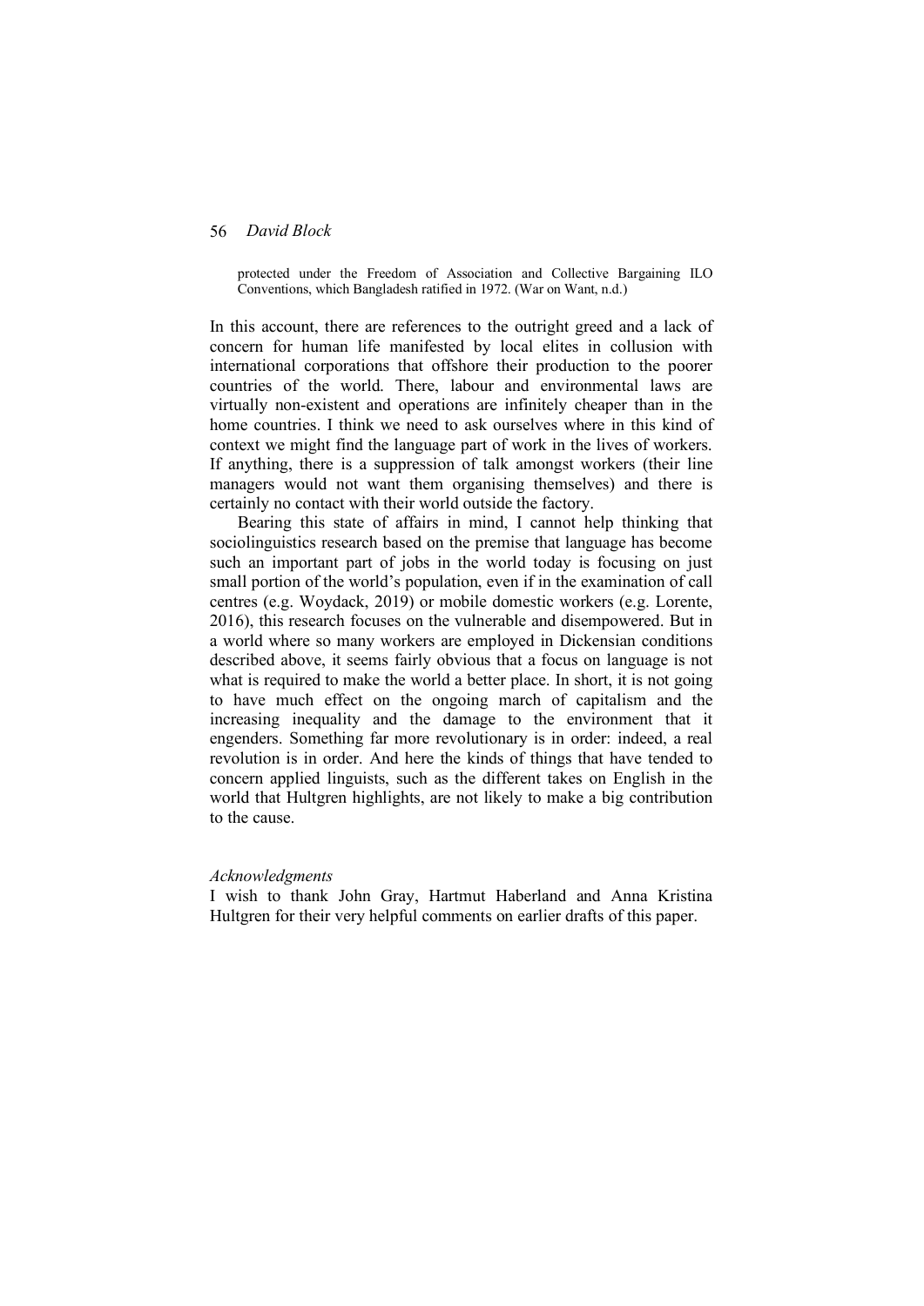> protected under the Freedom of Association and Collective Bargaining ILO Conventions, which Bangladesh ratified in 1972. (War on Want, n.d.)

In this account, there are references to the outright greed and a lack of concern for human life manifested by local elites in collusion with international corporations that offshore their production to the poorer countries of the world. There, labour and environmental laws are virtually non-existent and operations are infinitely cheaper than in the home countries. I think we need to ask ourselves where in this kind of context we might find the language part of work in the lives of workers. If anything, there is a suppression of talk amongst workers (their line managers would not want them organising themselves) and there is certainly no contact with their world outside the factory.

Bearing this state of affairs in mind, I cannot help thinking that sociolinguistics research based on the premise that language has become such an important part of jobs in the world today is focusing on just small portion of the world's population, even if in the examination of call centres (e.g. Woydack, 2019) or mobile domestic workers (e.g. Lorente, 2016), this research focuses on the vulnerable and disempowered. But in a world where so many workers are employed in Dickensian conditions described above, it seems fairly obvious that a focus on language is not what is required to make the world a better place. In short, it is not going to have much effect on the ongoing march of capitalism and the increasing inequality and the damage to the environment that it engenders. Something far more revolutionary is in order: indeed, a real revolution is in order. And here the kinds of things that have tended to concern applied linguists, such as the different takes on English in the world that Hultgren highlights, are not likely to make a big contribution to the cause.

*Acknowledgments*

I wish to thank John Gray, Hartmut Haberland and Anna Kristina Hultgren for their very helpful comments on earlier drafts of this paper.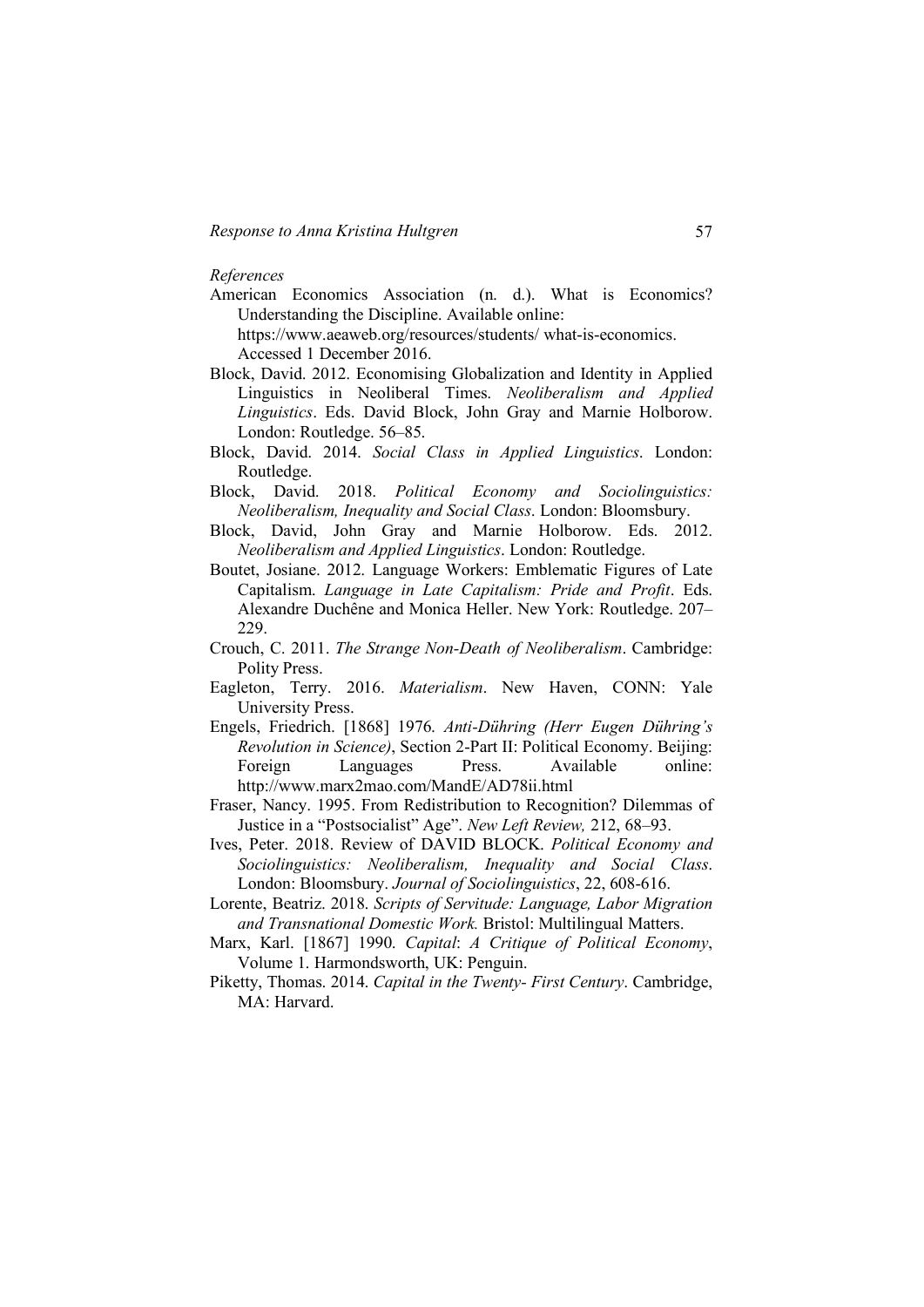*References*

American Economics Association (n. d.). What is Economics? Understanding the Discipline. Available online: https://www.aeaweb.org/resources/students/ what-is-economics. Accessed 1 December 2016.

Block, David. 2012. Economising Globalization and Identity in Applied Linguistics in Neoliberal Times. *Neoliberalism and Applied Linguistics*. Eds. David Block, John Gray and Marnie Holborow. London: Routledge. 56–85.

Block, David. 2014. *Social Class in Applied Linguistics*. London: Routledge.

Block, David. 2018. *Political Economy and Sociolinguistics: Neoliberalism, Inequality and Social Class*. London: Bloomsbury.

Block, David, John Gray and Marnie Holborow. Eds. 2012. *Neoliberalism and Applied Linguistics*. London: Routledge.

Boutet, Josiane. 2012. Language Workers: Emblematic Figures of Late Capitalism. *Language in Late Capitalism: Pride and Profit*. Eds. Alexandre Duchêne and Monica Heller. New York: Routledge. 207–229.

Crouch, C. 2011. *The Strange Non-Death of Neoliberalism*. Cambridge: Polity Press.

Eagleton, Terry. 2016. *Materialism*. New Haven, CONN: Yale University Press.

Engels, Friedrich. [1868] 1976. *Anti-Dühring (Herr Eugen Dühring's Revolution in Science)*, Section 2-Part II: Political Economy. Beijing: Foreign Languages Press. Available online: http://www.marx2mao.com/MandE/AD78ii.html

Fraser, Nancy. 1995. From Redistribution to Recognition? Dilemmas of Justice in a "Postsocialist" Age". *New Left Review,* 212, 68–93.

Ives, Peter. 2018. Review of DAVID BLOCK. *Political Economy and Sociolinguistics: Neoliberalism, Inequality and Social Class*. London: Bloomsbury. *Journal of Sociolinguistics*, 22, 608-616.

Lorente, Beatriz. 2018. *Scripts of Servitude: Language, Labor Migration and Transnational Domestic Work.* Bristol: Multilingual Matters.

Marx, Karl. [1867] 1990. *Capital*: *A Critique of Political Economy*, Volume 1. Harmondsworth, UK: Penguin.

Piketty, Thomas. 2014. *Capital in the Twenty- First Century*. Cambridge, MA: Harvard.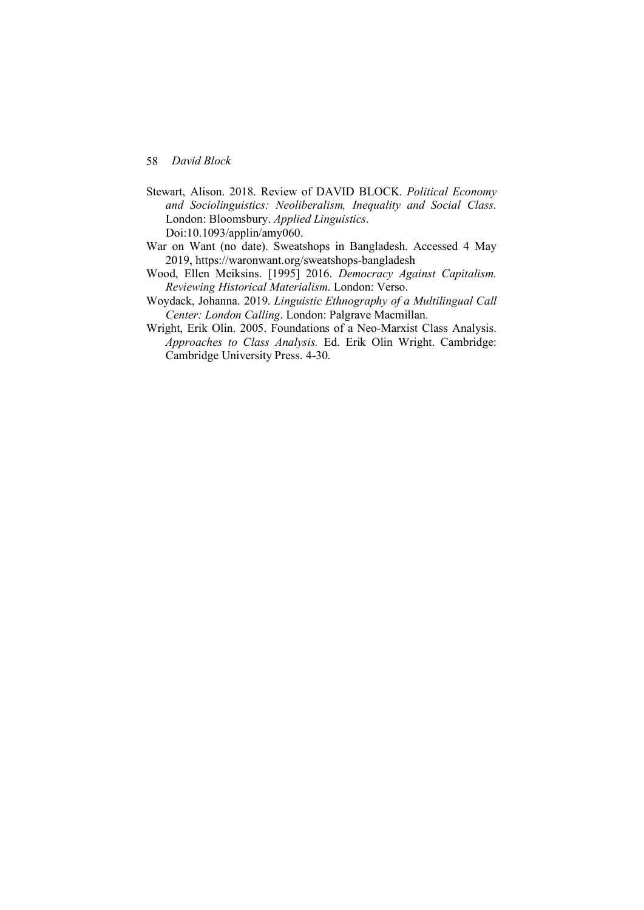Stewart, Alison. 2018. Review of DAVID BLOCK. *Political Economy and Sociolinguistics: Neoliberalism, Inequality and Social Class*. London: Bloomsbury. *Applied Linguistics*. Doi:10.1093/applin/amy060.

War on Want (no date). Sweatshops in Bangladesh. Accessed 4 May 2019, https://waronwant.org/sweatshops-bangladesh

Wood, Ellen Meiksins. [1995] 2016. *Democracy Against Capitalism. Reviewing Historical Materialism*. London: Verso.

Woydack, Johanna. 2019. *Linguistic Ethnography of a Multilingual Call Center: London Calling*. London: Palgrave Macmillan.

Wright, Erik Olin. 2005. Foundations of a Neo-Marxist Class Analysis. *Approaches to Class Analysis.* Ed. Erik Olin Wright. Cambridge: Cambridge University Press. 4-30.